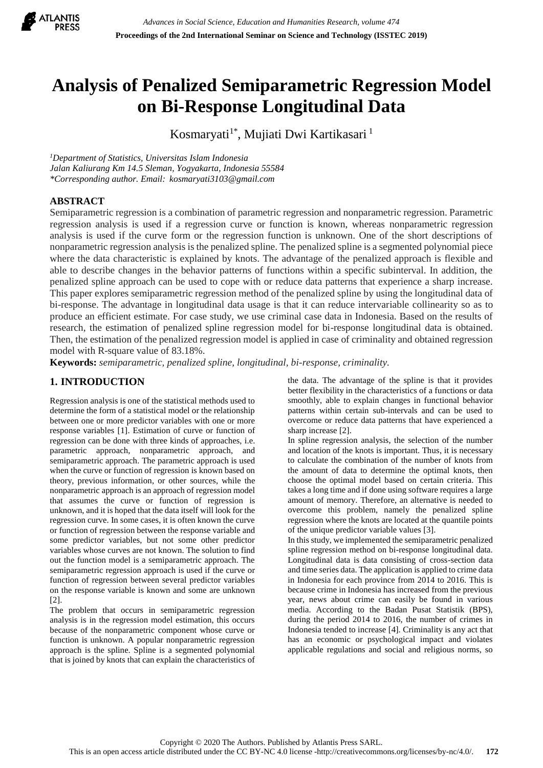# Analysis of Penalized Semiparametric Regression Model on Bi-Response Longitudinal Data

Kosmaryati[1*], Mujiati Dwi Kartikasari[1]

[1]*Department of Statistics, Universitas Islam Indonesia*
*Jalan Kaliurang Km 14.5 Sleman, Yogyakarta, Indonesia 55584*
*\*Corresponding author. Email: kosmaryati3103@gmail.com*

## ABSTRACT

Semiparametric regression is a combination of parametric regression and nonparametric regression. Parametric regression analysis is used if a regression curve or function is known, whereas nonparametric regression analysis is used if the curve form or the regression function is unknown. One of the short descriptions of nonparametric regression analysis is the penalized spline. The penalized spline is a segmented polynomial piece where the data characteristic is explained by knots. The advantage of the penalized approach is flexible and able to describe changes in the behavior patterns of functions within a specific subinterval. In addition, the penalized spline approach can be used to cope with or reduce data patterns that experience a sharp increase. This paper explores semiparametric regression method of the penalized spline by using the longitudinal data of bi-response. The advantage in longitudinal data usage is that it can reduce intervariable collinearity so as to produce an efficient estimate. For case study, we use criminal case data in Indonesia. Based on the results of research, the estimation of penalized spline regression model for bi-response longitudinal data is obtained. Then, the estimation of the penalized regression model is applied in case of criminality and obtained regression model with R-square value of 83.18%.

**Keywords:** *semiparametric, penalized spline, longitudinal, bi-response, criminality.*

## 1. INTRODUCTION

Regression analysis is one of the statistical methods used to determine the form of a statistical model or the relationship between one or more predictor variables with one or more response variables [1]. Estimation of curve or function of regression can be done with three kinds of approaches, i.e. parametric approach, nonparametric approach, and semiparametric approach. The parametric approach is used when the curve or function of regression is known based on theory, previous information, or other sources, while the nonparametric approach is an approach of regression model that assumes the curve or function of regression is unknown, and it is hoped that the data itself will look for the regression curve. In some cases, it is often known the curve or function of regression between the response variable and some predictor variables, but not some other predictor variables whose curves are not known. The solution to find out the function model is a semiparametric approach. The semiparametric regression approach is used if the curve or function of regression between several predictor variables on the response variable is known and some are unknown [2].

The problem that occurs in semiparametric regression analysis is in the regression model estimation, this occurs because of the nonparametric component whose curve or function is unknown. A popular nonparametric regression approach is the spline. Spline is a segmented polynomial that is joined by knots that can explain the characteristics of the data. The advantage of the spline is that it provides better flexibility in the characteristics of a functions or data smoothly, able to explain changes in functional behavior patterns within certain sub-intervals and can be used to overcome or reduce data patterns that have experienced a sharp increase [2].

In spline regression analysis, the selection of the number and location of the knots is important. Thus, it is necessary to calculate the combination of the number of knots from the amount of data to determine the optimal knots, then choose the optimal model based on certain criteria. This takes a long time and if done using software requires a large amount of memory. Therefore, an alternative is needed to overcome this problem, namely the penalized spline regression where the knots are located at the quantile points of the unique predictor variable values [3].

In this study, we implemented the semiparametric penalized spline regression method on bi-response longitudinal data. Longitudinal data is data consisting of cross-section data and time series data. The application is applied to crime data in Indonesia for each province from 2014 to 2016. This is because crime in Indonesia has increased from the previous year, news about crime can easily be found in various media. According to the Badan Pusat Statistik (BPS), during the period 2014 to 2016, the number of crimes in Indonesia tended to increase [4]. Criminality is any act that has an economic or psychological impact and violates applicable regulations and social and religious norms, so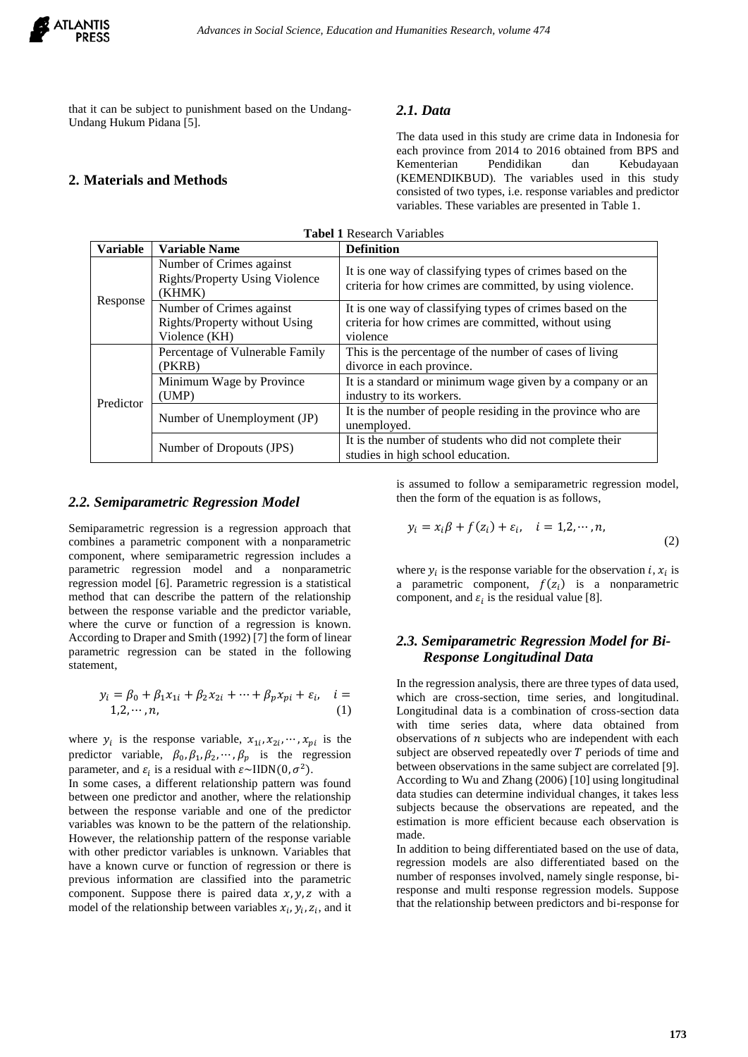that it can be subject to punishment based on the Undang-Undang Hukum Pidana [5].

## 2. Materials and Methods

### 2.1. Data

The data used in this study are crime data in Indonesia for each province from 2014 to 2016 obtained from BPS and Kementerian Pendidikan dan Kebudayaan (KEMENDIKBUD). The variables used in this study consisted of two types, i.e. response variables and predictor variables. These variables are presented in Table 1.

**Tabel 1** Research Variables

| Variable | Variable Name | Definition |
|---|---|---|
| Response | Number of Crimes against Rights/Property Using Violence (KHMK) | It is one way of classifying types of crimes based on the criteria for how crimes are committed, by using violence. |
| | Number of Crimes against Rights/Property without Using Violence (KH) | It is one way of classifying types of crimes based on the criteria for how crimes are committed, without using violence |
| Predictor | Percentage of Vulnerable Family (PKRB) | This is the percentage of the number of cases of living divorce in each province. |
| | Minimum Wage by Province (UMP) | It is a standard or minimum wage given by a company or an industry to its workers. |
| | Number of Unemployment (JP) | It is the number of people residing in the province who are unemployed. |
| | Number of Dropouts (JPS) | It is the number of students who did not complete their studies in high school education. |

### 2.2. Semiparametric Regression Model

Semiparametric regression is a regression approach that combines a parametric component with a nonparametric component, where semiparametric regression includes a parametric regression model and a nonparametric regression model [6]. Parametric regression is a statistical method that can describe the pattern of the relationship between the response variable and the predictor variable, where the curve or function of a regression is known. According to Draper and Smith (1992) [7] the form of linear parametric regression can be stated in the following statement,

$$y_i = \beta_0 + \beta_1 x_{1i} + \beta_2 x_{2i} + \cdots + \beta_p x_{pi} + \varepsilon_i, \quad i = 1,2,\cdots,n, \tag{1}$$

where $y_i$ is the response variable, $x_{1i}, x_{2i}, \cdots, x_{pi}$ is the predictor variable, $\beta_0, \beta_1, \beta_2, \cdots, \beta_p$ is the regression parameter, and $\varepsilon_i$ is a residual with $\varepsilon \sim \text{IIDN}(0, \sigma^2)$.

In some cases, a different relationship pattern was found between one predictor and another, where the relationship between the response variable and one of the predictor variables was known to be the pattern of the relationship. However, the relationship pattern of the response variable with other predictor variables is unknown. Variables that have a known curve or function of regression or there is previous information are classified into the parametric component. Suppose there is paired data $x, y, z$ with a model of the relationship between variables $x_i, y_i, z_i$, and it is assumed to follow a semiparametric regression model, then the form of the equation is as follows,

$$y_i = x_i \beta + f(z_i) + \varepsilon_i, \quad i = 1,2,\cdots,n, \tag{2}$$

where $y_i$ is the response variable for the observation $i$, $x_i$ is a parametric component, $f(z_i)$ is a nonparametric component, and $\varepsilon_i$ is the residual value [8].

### 2.3. Semiparametric Regression Model for Bi-Response Longitudinal Data

In the regression analysis, there are three types of data used, which are cross-section, time series, and longitudinal. Longitudinal data is a combination of cross-section data with time series data, where data obtained from observations of $n$ subjects who are independent with each subject are observed repeatedly over $T$ periods of time and between observations in the same subject are correlated [9]. According to Wu and Zhang (2006) [10] using longitudinal data studies can determine individual changes, it takes less subjects because the observations are repeated, and the estimation is more efficient because each observation is made.

In addition to being differentiated based on the use of data, regression models are also differentiated based on the number of responses involved, namely single response, bi-response and multi response regression models. Suppose that the relationship between predictors and bi-response for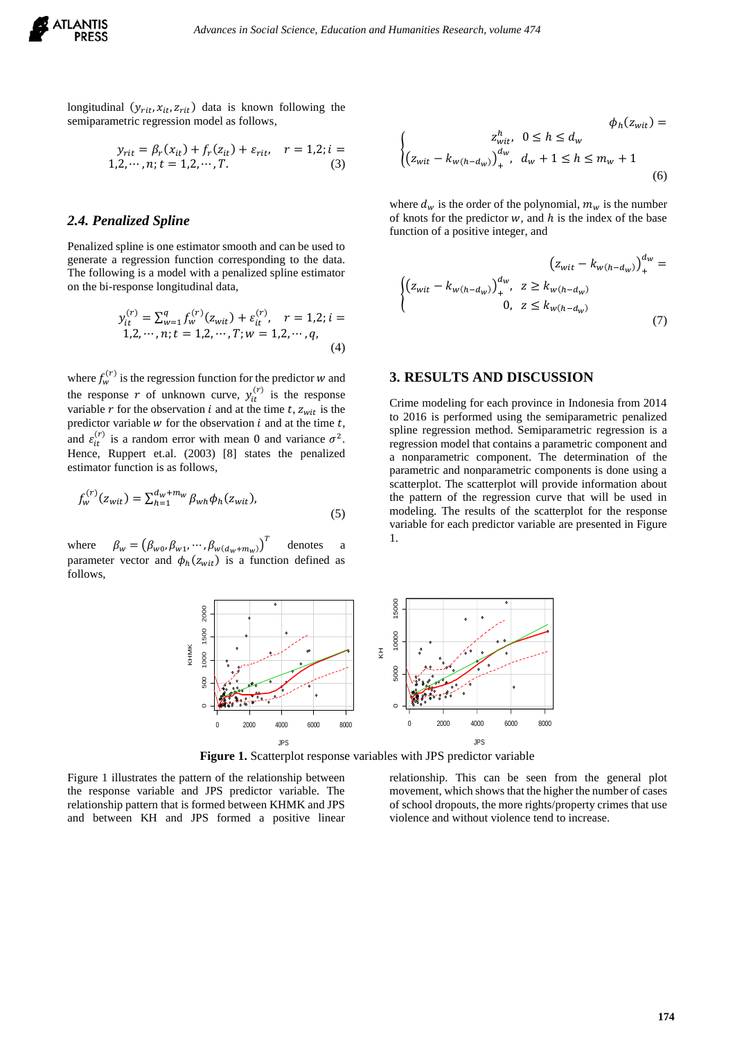longitudinal $(y_{rit}, x_{it}, z_{rit})$ data is known following the semiparametric regression model as follows,

$$y_{rit} = \beta_r(x_{it}) + f_r(z_{it}) + \varepsilon_{rit}, \quad r = 1,2; i = 1,2,\cdots,n; t = 1,2,\cdots,T. \tag{3}$$

### 2.4. Penalized Spline

Penalized spline is one estimator smooth and can be used to generate a regression function corresponding to the data. The following is a model with a penalized spline estimator on the bi-response longitudinal data,

$$y_{it}^{(r)} = \sum_{w=1}^{q} f_w^{(r)}(z_{wit}) + \varepsilon_{it}^{(r)}, \quad r = 1,2; i = 1,2,\cdots,n; t = 1,2,\cdots,T; w = 1,2,\cdots,q, \tag{4}$$

where $f_w^{(r)}$ is the regression function for the predictor $w$ and the response $r$ of unknown curve, $y_{it}^{(r)}$ is the response variable $r$ for the observation $i$ and at the time $t$, $z_{wit}$ is the predictor variable $w$ for the observation $i$ and at the time $t$, and $\varepsilon_{it}^{(r)}$ is a random error with mean 0 and variance $\sigma^2$. Hence, Ruppert et.al. (2003) [8] states the penalized estimator function is as follows,

$$f_w^{(r)}(z_{wit}) = \sum_{h=1}^{d_w+m_w} \beta_{wh}\phi_h(z_{wit}), \tag{5}$$

where $\beta_w = (\beta_{w0}, \beta_{w1}, \cdots, \beta_{w(d_w+m_w)})^T$ denotes a parameter vector and $\phi_h(z_{wit})$ is a function defined as follows,

$$\phi_h(z_{wit}) = \begin{cases} z_{wit}^h, & 0 \le h \le d_w \\ (z_{wit} - k_{w(h-d_w)})_+^{d_w}, & d_w + 1 \le h \le m_w + 1 \end{cases} \tag{6}$$

where $d_w$ is the order of the polynomial, $m_w$ is the number of knots for the predictor $w$, and $h$ is the index of the base function of a positive integer, and

$$(z_{wit} - k_{w(h-d_w)})_+^{d_w} = \begin{cases} (z_{wit} - k_{w(h-d_w)})_+^{d_w}, & z \ge k_{w(h-d_w)} \\ 0, & z \le k_{w(h-d_w)} \end{cases} \tag{7}$$

## 3. RESULTS AND DISCUSSION

Crime modeling for each province in Indonesia from 2014 to 2016 is performed using the semiparametric penalized spline regression method. Semiparametric regression is a regression model that contains a parametric component and a nonparametric component. The determination of the parametric and nonparametric components is done using a scatterplot. The scatterplot will provide information about the pattern of the regression curve that will be used in modeling. The results of the scatterplot for the response variable for each predictor variable are presented in Figure 1.

**Figure 1.** Scatterplot response variables with JPS predictor variable

Figure 1 illustrates the pattern of the relationship between the response variable and JPS predictor variable. The relationship pattern that is formed between KHMK and JPS and between KH and JPS formed a positive linear relationship. This can be seen from the general plot movement, which shows that the higher the number of cases of school dropouts, the more rights/property crimes that use violence and without violence tend to increase.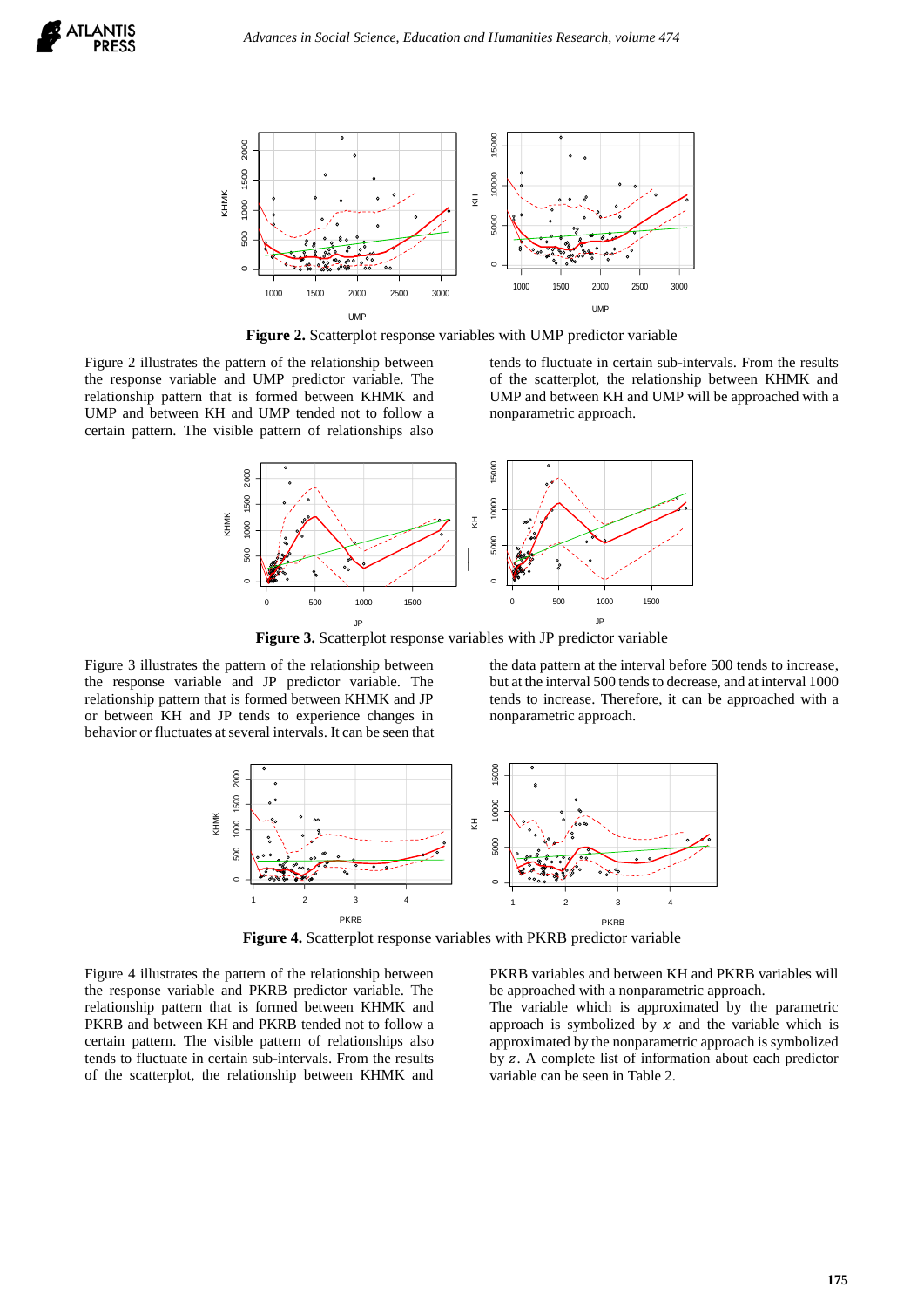**Figure 2.** Scatterplot response variables with UMP predictor variable

Figure 2 illustrates the pattern of the relationship between the response variable and UMP predictor variable. The relationship pattern that is formed between KHMK and UMP and between KH and UMP tended not to follow a certain pattern. The visible pattern of relationships also tends to fluctuate in certain sub-intervals. From the results of the scatterplot, the relationship between KHMK and UMP and between KH and UMP will be approached with a nonparametric approach.

**Figure 3.** Scatterplot response variables with JP predictor variable

Figure 3 illustrates the pattern of the relationship between the response variable and JP predictor variable. The relationship pattern that is formed between KHMK and JP or between KH and JP tends to experience changes in behavior or fluctuates at several intervals. It can be seen that the data pattern at the interval before 500 tends to increase, but at the interval 500 tends to decrease, and at interval 1000 tends to increase. Therefore, it can be approached with a nonparametric approach.

**Figure 4.** Scatterplot response variables with PKRB predictor variable

Figure 4 illustrates the pattern of the relationship between the response variable and PKRB predictor variable. The relationship pattern that is formed between KHMK and PKRB and between KH and PKRB tended not to follow a certain pattern. The visible pattern of relationships also tends to fluctuate in certain sub-intervals. From the results of the scatterplot, the relationship between KHMK and PKRB variables and between KH and PKRB variables will be approached with a nonparametric approach.

The variable which is approximated by the parametric approach is symbolized by $x$ and the variable which is approximated by the nonparametric approach is symbolized by $z$. A complete list of information about each predictor variable can be seen in Table 2.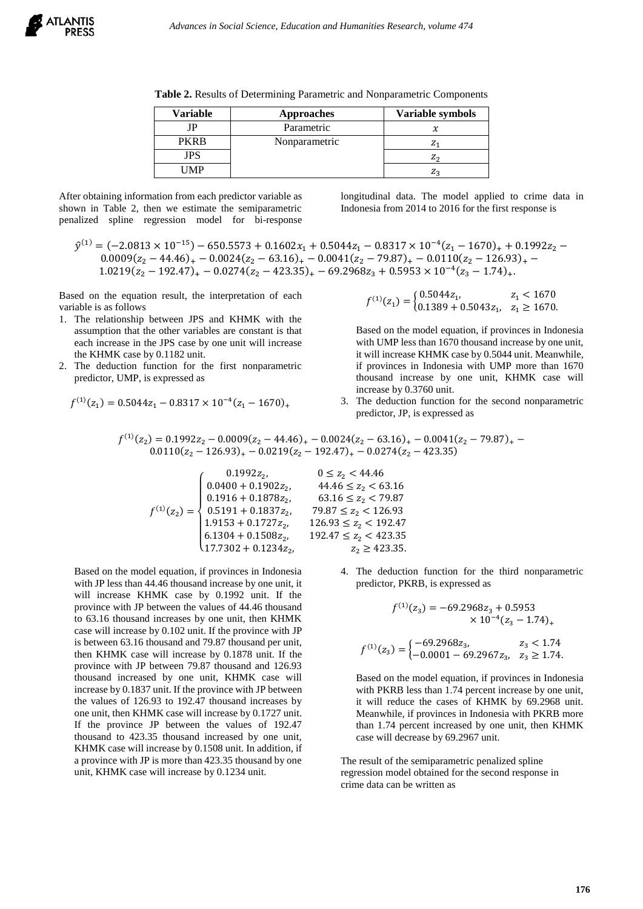**Table 2.** Results of Determining Parametric and Nonparametric Components

| Variable | Approaches | Variable symbols |
|---|---|---|
| JP | Parametric | $x$ |
| PKRB | Nonparametric | $z_1$ |
| JPS | | $z_2$ |
| UMP | | $z_3$ |

After obtaining information from each predictor variable as shown in Table 2, then we estimate the semiparametric penalized spline regression model for bi-response longitudinal data. The model applied to crime data in Indonesia from 2014 to 2016 for the first response is

$$\hat{y}^{(1)} = (-2.0813 \times 10^{-15}) - 650.5573 + 0.1602x_1 + 0.5044z_1 - 0.8317 \times 10^{-4}(z_1 - 1670)_+ + 0.1992z_2 - 0.0009(z_2 - 44.46)_+ - 0.0024(z_2 - 63.16)_+ - 0.0041(z_2 - 79.87)_+ - 0.0110(z_2 - 126.93)_+ - 1.0219(z_2 - 192.47)_+ - 0.0274(z_2 - 423.35)_+ - 69.2968z_3 + 0.5953 \times 10^{-4}(z_3 - 1.74)_+.$$

Based on the equation result, the interpretation of each variable is as follows

1. The relationship between JPS and KHMK with the assumption that the other variables are constant is that each increase in the JPS case by one unit will increase the KHMK case by 0.1182 unit.
2. The deduction function for the first nonparametric predictor, UMP, is expressed as

$$f^{(1)}(z_1) = 0.5044z_1 - 0.8317 \times 10^{-4}(z_1 - 1670)_+$$

$$f^{(1)}(z_1) = \begin{cases} 0.5044z_1, & z_1 < 1670 \\ 0.1389 + 0.5043z_1, & z_1 \geq 1670. \end{cases}$$

   Based on the model equation, if provinces in Indonesia with UMP less than 1670 thousand increase by one unit, it will increase KHMK case by 0.5044 unit. Meanwhile, if provinces in Indonesia with UMP more than 1670 thousand increase by one unit, KHMK case will increase by 0.3760 unit.

3. The deduction function for the second nonparametric predictor, JP, is expressed as

$$f^{(1)}(z_2) = 0.1992z_2 - 0.0009(z_2 - 44.46)_+ - 0.0024(z_2 - 63.16)_+ - 0.0041(z_2 - 79.87)_+ - 0.0110(z_2 - 126.93)_+ - 0.0219(z_2 - 192.47)_+ - 0.0274(z_2 - 423.35)$$

$$f^{(1)}(z_2) = \begin{cases} 0.1992z_2, & 0 \leq z_2 < 44.46 \\ 0.0400 + 0.1902z_2, & 44.46 \leq z_2 < 63.16 \\ 0.1916 + 0.1878z_2, & 63.16 \leq z_2 < 79.87 \\ 0.5191 + 0.1837z_2, & 79.87 \leq z_2 < 126.93 \\ 1.9153 + 0.1727z_2, & 126.93 \leq z_2 < 192.47 \\ 6.1304 + 0.1508z_2, & 192.47 \leq z_2 < 423.35 \\ 17.7302 + 0.1234z_2, & z_2 \geq 423.35. \end{cases}$$

   Based on the model equation, if provinces in Indonesia with JP less than 44.46 thousand increase by one unit, it will increase KHMK case by 0.1992 unit. If the province with JP between the values of 44.46 thousand to 63.16 thousand increases by one unit, then KHMK case will increase by 0.102 unit. If the province with JP is between 63.16 thousand and 79.87 thousand per unit, then KHMK case will increase by 0.1878 unit. If the province with JP between 79.87 thousand and 126.93 thousand increased by one unit, KHMK case will increase by 0.1837 unit. If the province with JP between the values of 126.93 to 192.47 thousand increases by one unit, then KHMK case will increase by 0.1727 unit. If the province JP between the values of 192.47 thousand to 423.35 thousand increased by one unit, KHMK case will increase by 0.1508 unit. In addition, if a province with JP is more than 423.35 thousand by one unit, KHMK case will increase by 0.1234 unit.

4. The deduction function for the third nonparametric predictor, PKRB, is expressed as

$$f^{(1)}(z_3) = -69.2968z_3 + 0.5953 \times 10^{-4}(z_3 - 1.74)_+$$

$$f^{(1)}(z_3) = \begin{cases} -69.2968z_3, & z_3 < 1.74 \\ -0.0001 - 69.2967z_3, & z_3 \geq 1.74. \end{cases}$$

   Based on the model equation, if provinces in Indonesia with PKRB less than 1.74 percent increase by one unit, it will reduce the cases of KHMK by 69.2968 unit. Meanwhile, if provinces in Indonesia with PKRB more than 1.74 percent increased by one unit, then KHMK case will decrease by 69.2967 unit.

The result of the semiparametric penalized spline regression model obtained for the second response in crime data can be written as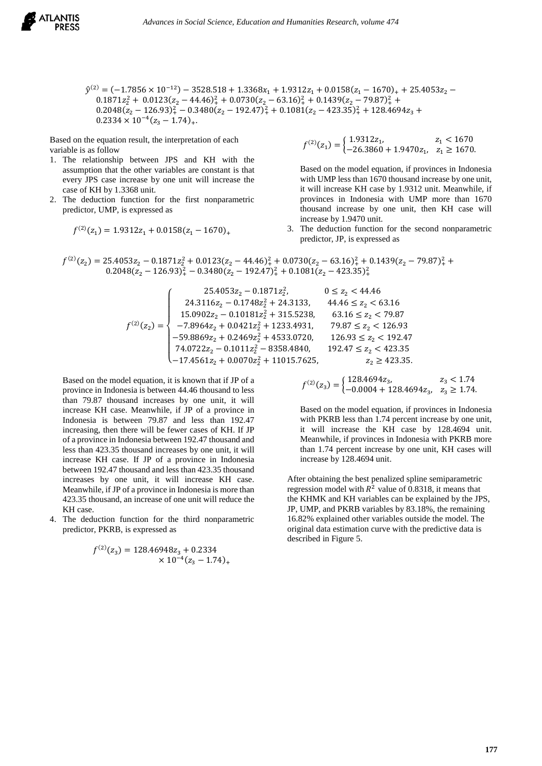$$\hat{y}^{(2)} = (-1.7856 \times 10^{-12}) - 3528.518 + 1.3368x_1 + 1.9312z_1 + 0.0158(z_1 - 1670)_+ + 25.4053z_2 - 0.1871z_2^2 + 0.0123(z_2 - 44.46)_+^2 + 0.0730(z_2 - 63.16)_+^2 + 0.1439(z_2 - 79.87)_+^2 + 0.2048(z_2 - 126.93)_+^2 - 0.3480(z_2 - 192.47)_+^2 + 0.1081(z_2 - 423.35)_+^2 + 128.4694z_3 + 0.2334 \times 10^{-4}(z_3 - 1.74)_+.$$

Based on the equation result, the interpretation of each variable is as follow

1. The relationship between JPS and KH with the assumption that the other variables are constant is that every JPS case increase by one unit will increase the case of KH by 1.3368 unit.
2. The deduction function for the first nonparametric predictor, UMP, is expressed as

$$f^{(2)}(z_1) = 1.9312z_1 + 0.0158(z_1 - 1670)_+$$

$$f^{(2)}(z_1) = \begin{cases} 1.9312z_1, & z_1 < 1670 \\ -26.3860 + 1.9470z_1, & z_1 \geq 1670. \end{cases}$$

   Based on the model equation, if provinces in Indonesia with UMP less than 1670 thousand increase by one unit, it will increase KH case by 1.9312 unit. Meanwhile, if provinces in Indonesia with UMP more than 1670 thousand increase by one unit, then KH case will increase by 1.9470 unit.

3. The deduction function for the second nonparametric predictor, JP, is expressed as

$$f^{(2)}(z_2) = 25.4053z_2 - 0.1871z_2^2 + 0.0123(z_2 - 44.46)_+^2 + 0.0730(z_2 - 63.16)_+^2 + 0.1439(z_2 - 79.87)_+^2 + 0.2048(z_2 - 126.93)_+^2 - 0.3480(z_2 - 192.47)_+^2 + 0.1081(z_2 - 423.35)_+^2$$

$$f^{(2)}(z_2) = \begin{cases} 25.4053z_2 - 0.1871z_2^2, & 0 \leq z_2 < 44.46 \\ 24.3116z_2 - 0.1748z_2^2 + 24.3133, & 44.46 \leq z_2 < 63.16 \\ 15.0902z_2 - 0.10181z_2^2 + 315.5238, & 63.16 \leq z_2 < 79.87 \\ -7.8964z_2 + 0.0421z_2^2 + 1233.4931, & 79.87 \leq z_2 < 126.93 \\ -59.8869z_2 + 0.2469z_2^2 + 4533.0720, & 126.93 \leq z_2 < 192.47 \\ 74.0722z_2 - 0.1011z_2^2 - 8358.4840, & 192.47 \leq z_2 < 423.35 \\ -17.4561z_2 + 0.0070z_2^2 + 11015.7625, & z_2 \geq 423.35. \end{cases}$$

   Based on the model equation, it is known that if JP of a province in Indonesia is between 44.46 thousand to less than 79.87 thousand increases by one unit, it will increase KH case. Meanwhile, if JP of a province in Indonesia is between 79.87 and less than 192.47 increasing, then there will be fewer cases of KH. If JP of a province in Indonesia between 192.47 thousand and less than 423.35 thousand increases by one unit, it will increase KH case. If JP of a province in Indonesia between 192.47 thousand and less than 423.35 thousand increases by one unit, it will increase KH case. Meanwhile, if JP of a province in Indonesia is more than 423.35 thousand, an increase of one unit will reduce the KH case.

4. The deduction function for the third nonparametric predictor, PKRB, is expressed as

$$f^{(2)}(z_3) = 128.46948z_3 + 0.2334 \times 10^{-4}(z_3 - 1.74)_+$$

$$f^{(2)}(z_3) = \begin{cases} 128.4694z_3, & z_3 < 1.74 \\ -0.0004 + 128.4694z_3, & z_3 \geq 1.74. \end{cases}$$

   Based on the model equation, if provinces in Indonesia with PKRB less than 1.74 percent increase by one unit, it will increase the KH case by 128.4694 unit. Meanwhile, if provinces in Indonesia with PKRB more than 1.74 percent increase by one unit, KH cases will increase by 128.4694 unit.

After obtaining the best penalized spline semiparametric regression model with $R^2$ value of 0.8318, it means that the KHMK and KH variables can be explained by the JPS, JP, UMP, and PKRB variables by 83.18%, the remaining 16.82% explained other variables outside the model. The original data estimation curve with the predictive data is described in Figure 5.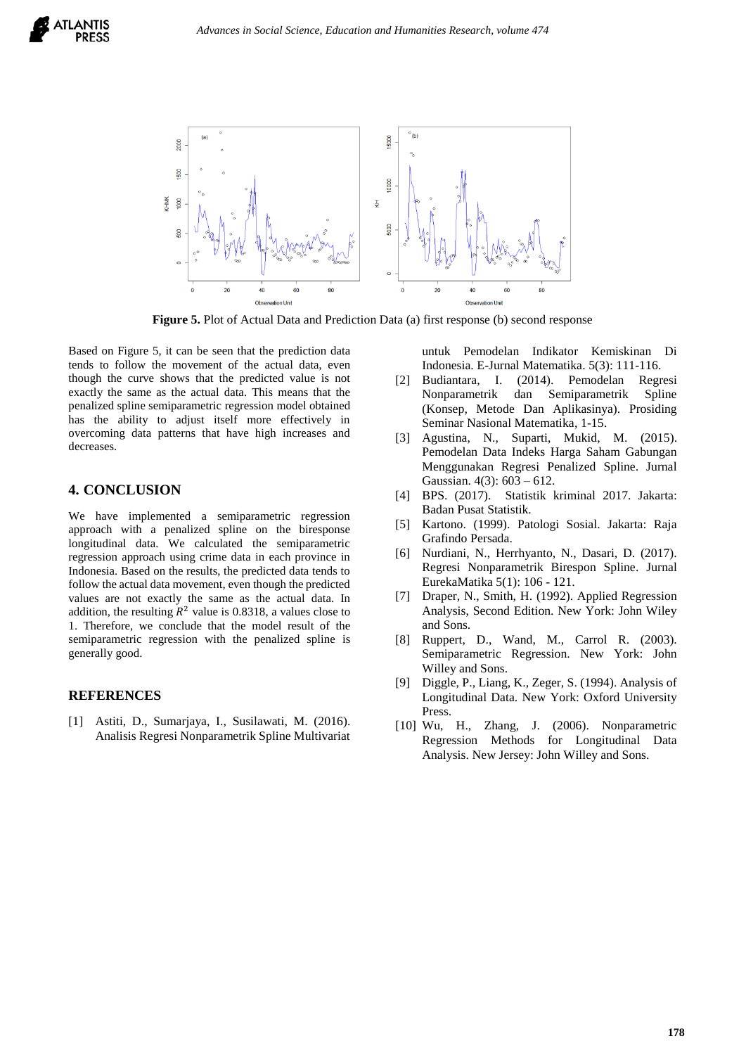(a)

KHMK

0 500 1000 1500 2000

0 20 40 60 80

Observation Unit

(b)

KH

0 5000 10000 15000

0 20 40 60 80

Observation Unit

**Figure 5.** Plot of Actual Data and Prediction Data (a) first response (b) second response

Based on Figure 5, it can be seen that the prediction data tends to follow the movement of the actual data, even though the curve shows that the predicted value is not exactly the same as the actual data. This means that the penalized spline semiparametric regression model obtained has the ability to adjust itself more effectively in overcoming data patterns that have high increases and decreases.

## 4. CONCLUSION

We have implemented a semiparametric regression approach with a penalized spline on the biresponse longitudinal data. We calculated the semiparametric regression approach using crime data in each province in Indonesia. Based on the results, the predicted data tends to follow the actual data movement, even though the predicted values are not exactly the same as the actual data. In addition, the resulting $R^2$ value is 0.8318, a values close to 1. Therefore, we conclude that the model result of the semiparametric regression with the penalized spline is generally good.

## REFERENCES

[1] Astiti, D., Sumarjaya, I., Susilawati, M. (2016). Analisis Regresi Nonparametrik Spline Multivariat untuk Pemodelan Indikator Kemiskinan Di Indonesia. E-Jurnal Matematika. 5(3): 111-116.

[2] Budiantara, I. (2014). Pemodelan Regresi Nonparametrik dan Semiparametrik Spline (Konsep, Metode Dan Aplikasinya). Prosiding Seminar Nasional Matematika, 1-15.

[3] Agustina, N., Suparti, Mukid, M. (2015). Pemodelan Data Indeks Harga Saham Gabungan Menggunakan Regresi Penalized Spline. Jurnal Gaussian. 4(3): 603 – 612.

[4] BPS. (2017). Statistik kriminal 2017. Jakarta: Badan Pusat Statistik.

[5] Kartono. (1999). Patologi Sosial. Jakarta: Raja Grafindo Persada.

[6] Nurdiani, N., Herrhyanto, N., Dasari, D. (2017). Regresi Nonparametrik Birespon Spline. Jurnal EurekaMatika 5(1): 106 - 121.

[7] Draper, N., Smith, H. (1992). Applied Regression Analysis, Second Edition. New York: John Wiley and Sons.

[8] Ruppert, D., Wand, M., Carrol R. (2003). Semiparametric Regression. New York: John Willey and Sons.

[9] Diggle, P., Liang, K., Zeger, S. (1994). Analysis of Longitudinal Data. New York: Oxford University Press.

[10] Wu, H., Zhang, J. (2006). Nonparametric Regression Methods for Longitudinal Data Analysis. New Jersey: John Willey and Sons.